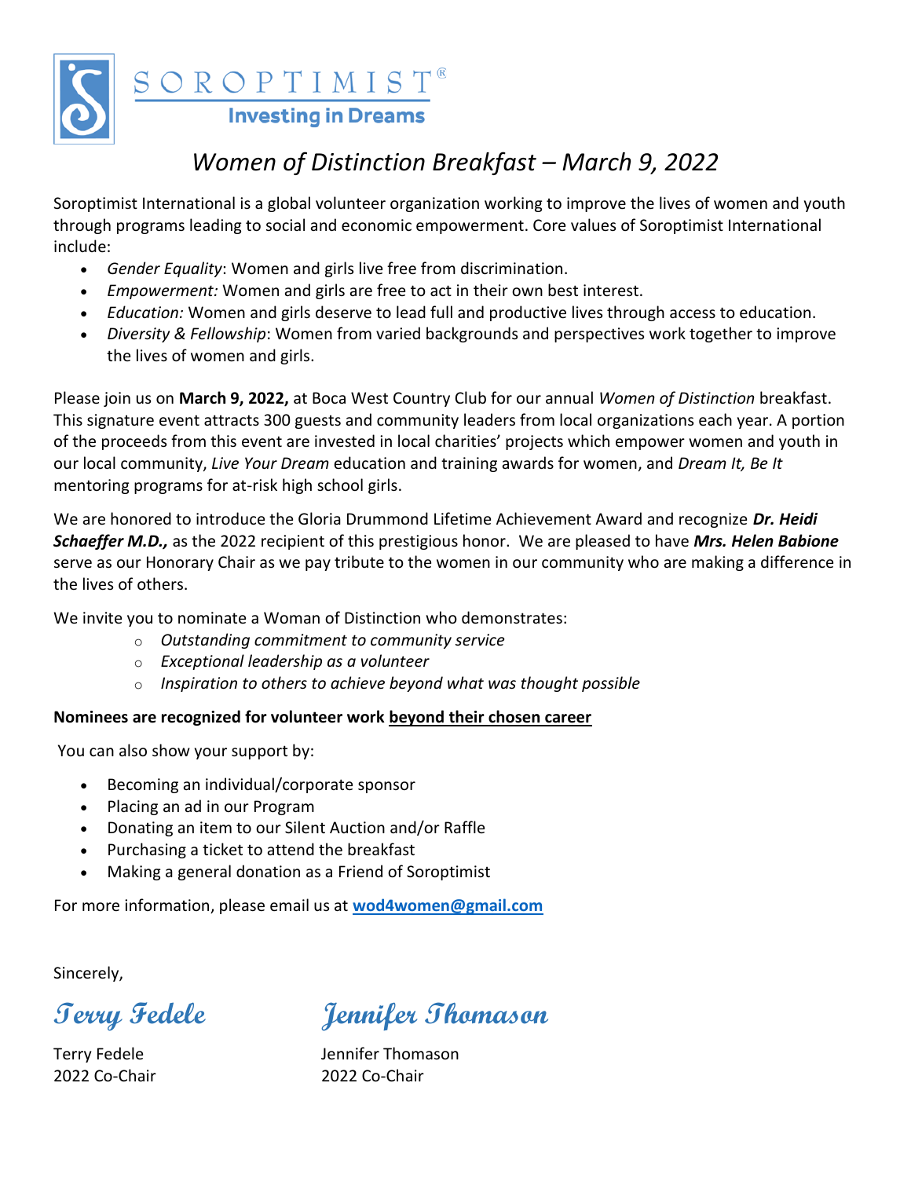SOROPTIMIST®
**Investing in Dreams**

# *Women of Distinction Breakfast – March 9, 2022*

Soroptimist International is a global volunteer organization working to improve the lives of women and youth through programs leading to social and economic empowerment. Core values of Soroptimist International include:

- *Gender Equality*: Women and girls live free from discrimination.
- *Empowerment:* Women and girls are free to act in their own best interest.
- *Education:* Women and girls deserve to lead full and productive lives through access to education.
- *Diversity & Fellowship*: Women from varied backgrounds and perspectives work together to improve the lives of women and girls.

Please join us on **March 9, 2022,** at Boca West Country Club for our annual *Women of Distinction* breakfast. This signature event attracts 300 guests and community leaders from local organizations each year. A portion of the proceeds from this event are invested in local charities' projects which empower women and youth in our local community, *Live Your Dream* education and training awards for women, and *Dream It, Be It* mentoring programs for at-risk high school girls.

We are honored to introduce the Gloria Drummond Lifetime Achievement Award and recognize ***Dr. Heidi Schaeffer M.D.,*** as the 2022 recipient of this prestigious honor. We are pleased to have ***Mrs. Helen Babione*** serve as our Honorary Chair as we pay tribute to the women in our community who are making a difference in the lives of others.

We invite you to nominate a Woman of Distinction who demonstrates:

- *Outstanding commitment to community service*
- *Exceptional leadership as a volunteer*
- *Inspiration to others to achieve beyond what was thought possible*

**Nominees are recognized for volunteer work <u>beyond their chosen career</u>**

You can also show your support by:

- Becoming an individual/corporate sponsor
- Placing an ad in our Program
- Donating an item to our Silent Auction and/or Raffle
- Purchasing a ticket to attend the breakfast
- Making a general donation as a Friend of Soroptimist

For more information, please email us at **wod4women@gmail.com**

Sincerely,

*Terry Fedele*

Terry Fedele
2022 Co-Chair

*Jennifer Thomason*

Jennifer Thomason
2022 Co-Chair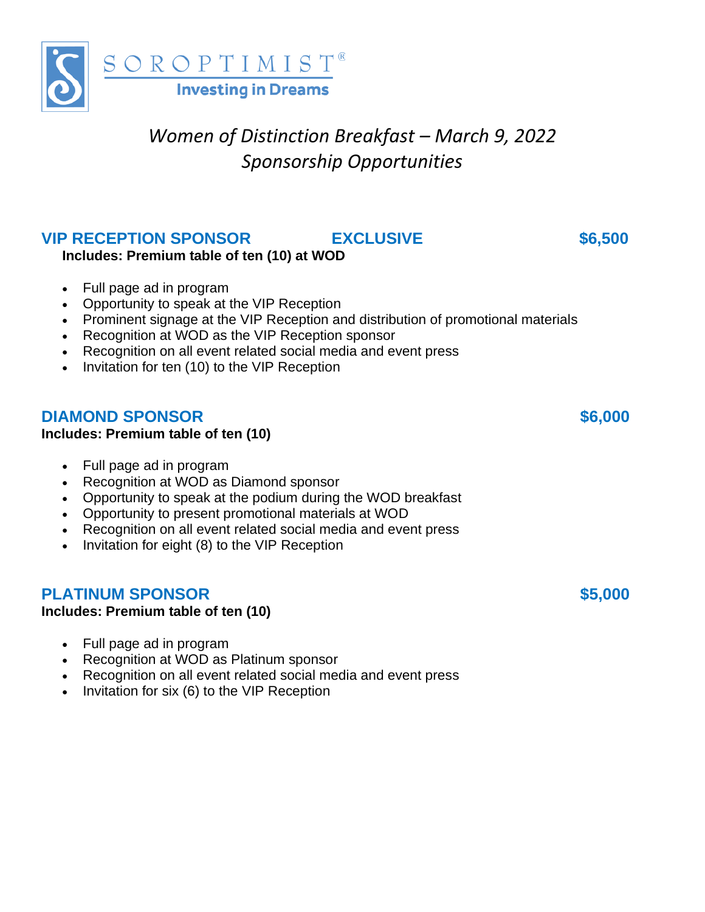SOROPTIMIST®
**Investing in Dreams**

# *Women of Distinction Breakfast – March 9, 2022*
# *Sponsorship Opportunities*

## VIP RECEPTION SPONSOR — EXCLUSIVE — $6,500

**Includes: Premium table of ten (10) at WOD**

- Full page ad in program
- Opportunity to speak at the VIP Reception
- Prominent signage at the VIP Reception and distribution of promotional materials
- Recognition at WOD as the VIP Reception sponsor
- Recognition on all event related social media and event press
- Invitation for ten (10) to the VIP Reception

## DIAMOND SPONSOR — $6,000

**Includes: Premium table of ten (10)**

- Full page ad in program
- Recognition at WOD as Diamond sponsor
- Opportunity to speak at the podium during the WOD breakfast
- Opportunity to present promotional materials at WOD
- Recognition on all event related social media and event press
- Invitation for eight (8) to the VIP Reception

## PLATINUM SPONSOR — $5,000

**Includes: Premium table of ten (10)**

- Full page ad in program
- Recognition at WOD as Platinum sponsor
- Recognition on all event related social media and event press
- Invitation for six (6) to the VIP Reception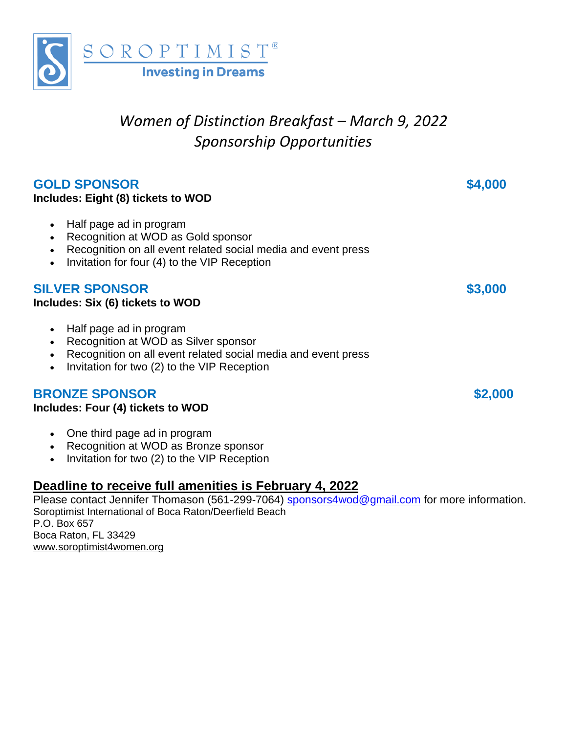SOROPTIMIST®
Investing in Dreams

## *Women of Distinction Breakfast – March 9, 2022*
## *Sponsorship Opportunities*

### GOLD SPONSOR — $4,000

**Includes: Eight (8) tickets to WOD**

- Half page ad in program
- Recognition at WOD as Gold sponsor
- Recognition on all event related social media and event press
- Invitation for four (4) to the VIP Reception

### SILVER SPONSOR — $3,000

**Includes: Six (6) tickets to WOD**

- Half page ad in program
- Recognition at WOD as Silver sponsor
- Recognition on all event related social media and event press
- Invitation for two (2) to the VIP Reception

### BRONZE SPONSOR — $2,000

**Includes: Four (4) tickets to WOD**

- One third page ad in program
- Recognition at WOD as Bronze sponsor
- Invitation for two (2) to the VIP Reception

**Deadline to receive full amenities is February 4, 2022**

Please contact Jennifer Thomason (561-299-7064) sponsors4wod@gmail.com for more information.
Soroptimist International of Boca Raton/Deerfield Beach
P.O. Box 657
Boca Raton, FL 33429
www.soroptimist4women.org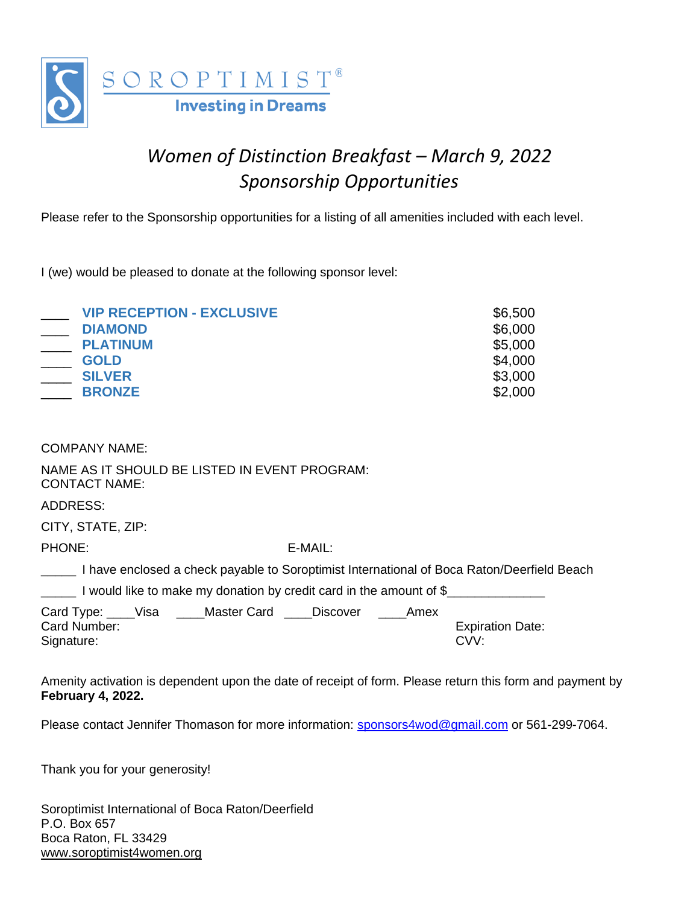SOROPTIMIST®
Investing in Dreams

# *Women of Distinction Breakfast – March 9, 2022*
# *Sponsorship Opportunities*

Please refer to the Sponsorship opportunities for a listing of all amenities included with each level.

I (we) would be pleased to donate at the following sponsor level:

| | | |
|---|---|---|
| ____ | **VIP RECEPTION - EXCLUSIVE** | $6,500 |
| ____ | **DIAMOND** | $6,000 |
| ____ | **PLATINUM** | $5,000 |
| ____ | **GOLD** | $4,000 |
| ____ | **SILVER** | $3,000 |
| ____ | **BRONZE** | $2,000 |

COMPANY NAME:

NAME AS IT SHOULD BE LISTED IN EVENT PROGRAM:
CONTACT NAME:

ADDRESS:

CITY, STATE, ZIP:

PHONE: E-MAIL:

_____ I have enclosed a check payable to Soroptimist International of Boca Raton/Deerfield Beach

_____ I would like to make my donation by credit card in the amount of $______________

Card Type: ____Visa ____Master Card ____Discover ____Amex
Card Number: Expiration Date:
Signature: CVV:

Amenity activation is dependent upon the date of receipt of form. Please return this form and payment by **February 4, 2022.**

Please contact Jennifer Thomason for more information: sponsors4wod@gmail.com or 561-299-7064.

Thank you for your generosity!

Soroptimist International of Boca Raton/Deerfield
P.O. Box 657
Boca Raton, FL 33429
www.soroptimist4women.org